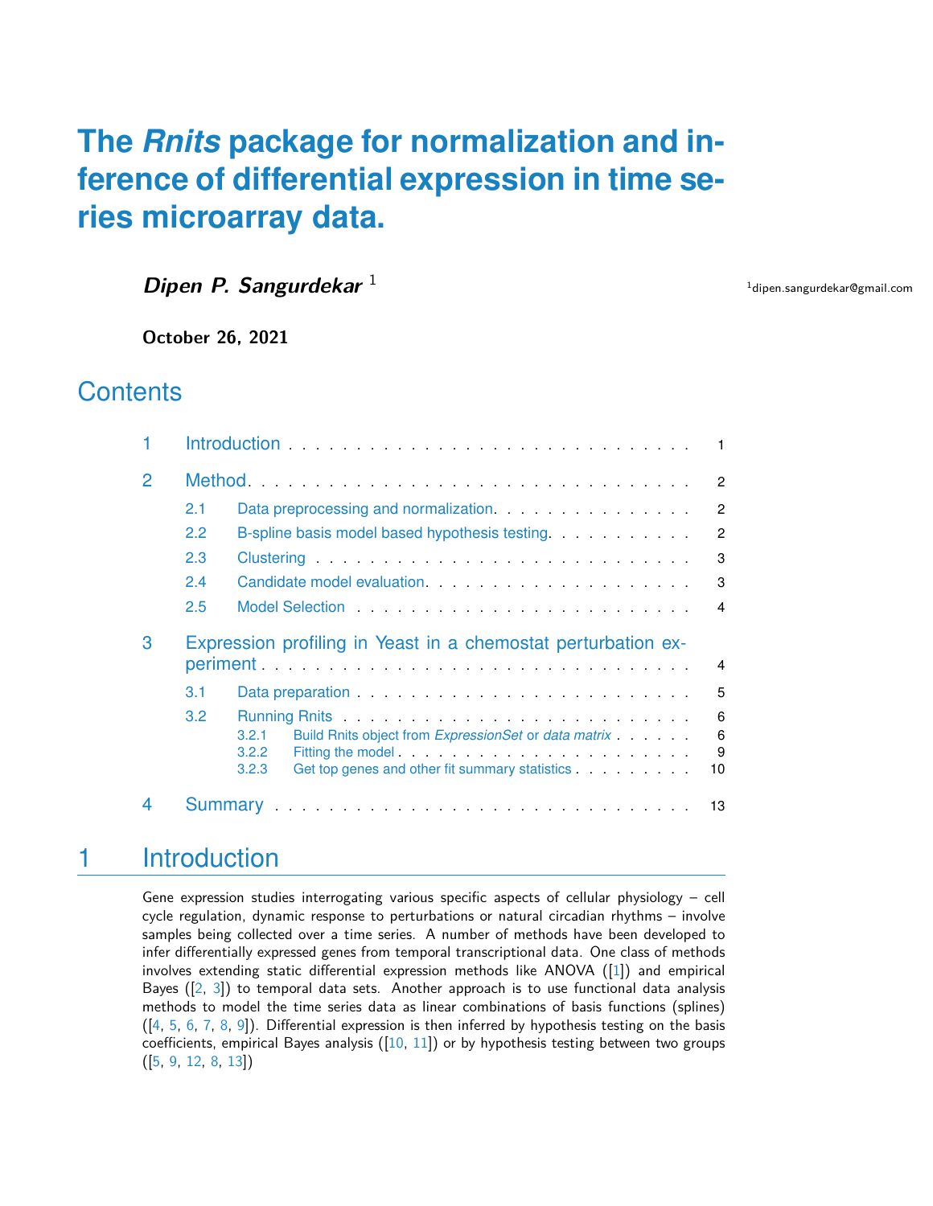# The *Rnits* package for normalization and inference of differential expression in time series microarray data.

***Dipen P. Sangurdekar*** [1]

[1]dipen.sangurdekar@gmail.com

**October 26, 2021**

## Contents

1 Introduction . . . 1

2 Method . . . 2

- 2.1 Data preprocessing and normalization . . . 2
- 2.2 B-spline basis model based hypothesis testing . . . 2
- 2.3 Clustering . . . 3
- 2.4 Candidate model evaluation . . . 3
- 2.5 Model Selection . . . 4

3 Expression profiling in Yeast in a chemostat perturbation experiment . . . 4

- 3.1 Data preparation . . . 5
- 3.2 Running Rnits . . . 6
  - 3.2.1 Build Rnits object from *ExpressionSet* or *data matrix* . . . 6
  - 3.2.2 Fitting the model . . . 9
  - 3.2.3 Get top genes and other fit summary statistics . . . 10

4 Summary . . . 13

# 1 Introduction

Gene expression studies interrogating various specific aspects of cellular physiology – cell cycle regulation, dynamic response to perturbations or natural circadian rhythms – involve samples being collected over a time series. A number of methods have been developed to infer differentially expressed genes from temporal transcriptional data. One class of methods involves extending static differential expression methods like ANOVA ([1]) and empirical Bayes ([2, 3]) to temporal data sets. Another approach is to use functional data analysis methods to model the time series data as linear combinations of basis functions (splines) ([4, 5, 6, 7, 8, 9]). Differential expression is then inferred by hypothesis testing on the basis coefficients, empirical Bayes analysis ([10, 11]) or by hypothesis testing between two groups ([5, 9, 12, 8, 13])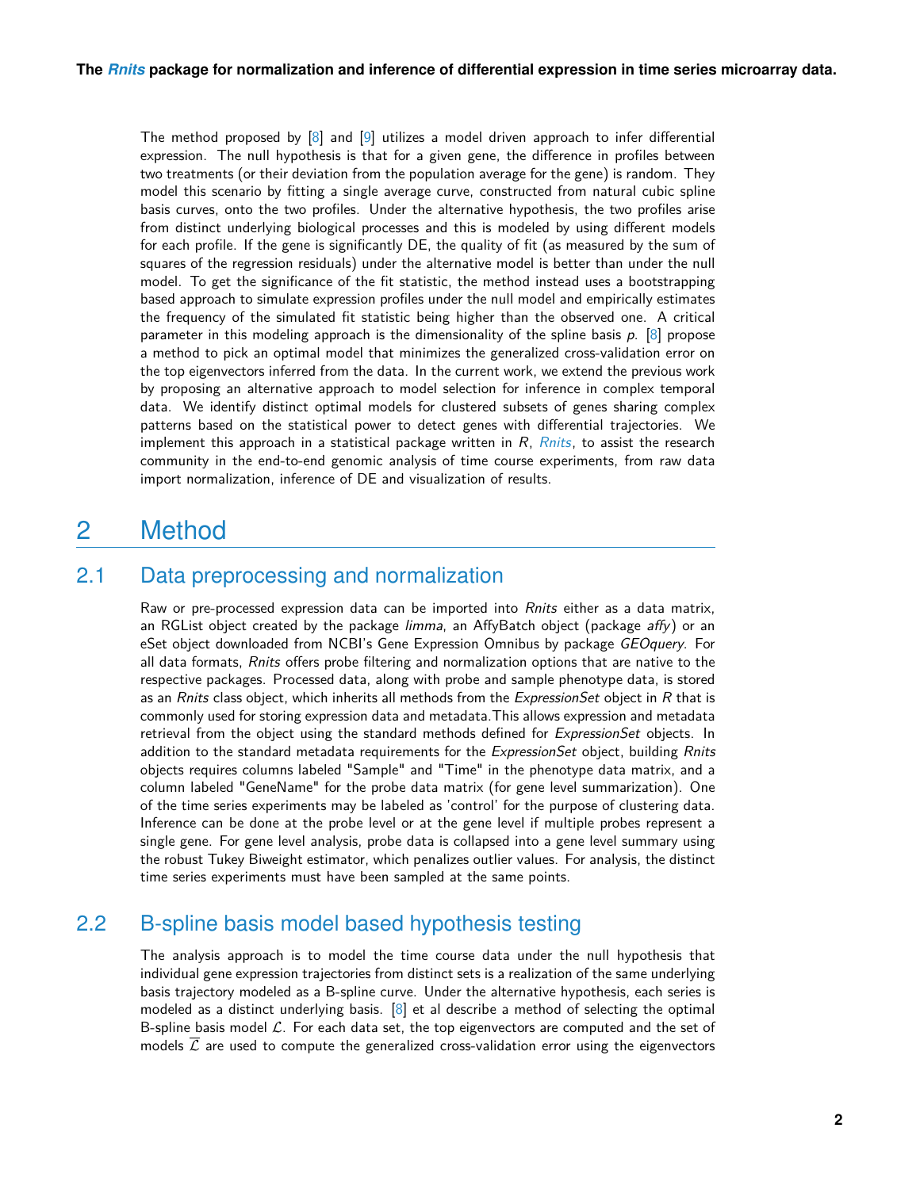The method proposed by [8] and [9] utilizes a model driven approach to infer differential expression. The null hypothesis is that for a given gene, the difference in profiles between two treatments (or their deviation from the population average for the gene) is random. They model this scenario by fitting a single average curve, constructed from natural cubic spline basis curves, onto the two profiles. Under the alternative hypothesis, the two profiles arise from distinct underlying biological processes and this is modeled by using different models for each profile. If the gene is significantly DE, the quality of fit (as measured by the sum of squares of the regression residuals) under the alternative model is better than under the null model. To get the significance of the fit statistic, the method instead uses a bootstrapping based approach to simulate expression profiles under the null model and empirically estimates the frequency of the simulated fit statistic being higher than the observed one. A critical parameter in this modeling approach is the dimensionality of the spline basis $p$. [8] propose a method to pick an optimal model that minimizes the generalized cross-validation error on the top eigenvectors inferred from the data. In the current work, we extend the previous work by proposing an alternative approach to model selection for inference in complex temporal data. We identify distinct optimal models for clustered subsets of genes sharing complex patterns based on the statistical power to detect genes with differential trajectories. We implement this approach in a statistical package written in *R*, *Rnits*, to assist the research community in the end-to-end genomic analysis of time course experiments, from raw data import normalization, inference of DE and visualization of results.

# 2 Method

## 2.1 Data preprocessing and normalization

Raw or pre-processed expression data can be imported into *Rnits* either as a data matrix, an RGList object created by the package *limma*, an AffyBatch object (package *affy*) or an eSet object downloaded from NCBI's Gene Expression Omnibus by package *GEOquery*. For all data formats, *Rnits* offers probe filtering and normalization options that are native to the respective packages. Processed data, along with probe and sample phenotype data, is stored as an *Rnits* class object, which inherits all methods from the *ExpressionSet* object in *R* that is commonly used for storing expression data and metadata.This allows expression and metadata retrieval from the object using the standard methods defined for *ExpressionSet* objects. In addition to the standard metadata requirements for the *ExpressionSet* object, building *Rnits* objects requires columns labeled "Sample" and "Time" in the phenotype data matrix, and a column labeled "GeneName" for the probe data matrix (for gene level summarization). One of the time series experiments may be labeled as 'control' for the purpose of clustering data. Inference can be done at the probe level or at the gene level if multiple probes represent a single gene. For gene level analysis, probe data is collapsed into a gene level summary using the robust Tukey Biweight estimator, which penalizes outlier values. For analysis, the distinct time series experiments must have been sampled at the same points.

## 2.2 B-spline basis model based hypothesis testing

The analysis approach is to model the time course data under the null hypothesis that individual gene expression trajectories from distinct sets is a realization of the same underlying basis trajectory modeled as a B-spline curve. Under the alternative hypothesis, each series is modeled as a distinct underlying basis. [8] et al describe a method of selecting the optimal B-spline basis model $\mathcal{L}$. For each data set, the top eigenvectors are computed and the set of models $\overline{\mathcal{L}}$ are used to compute the generalized cross-validation error using the eigenvectors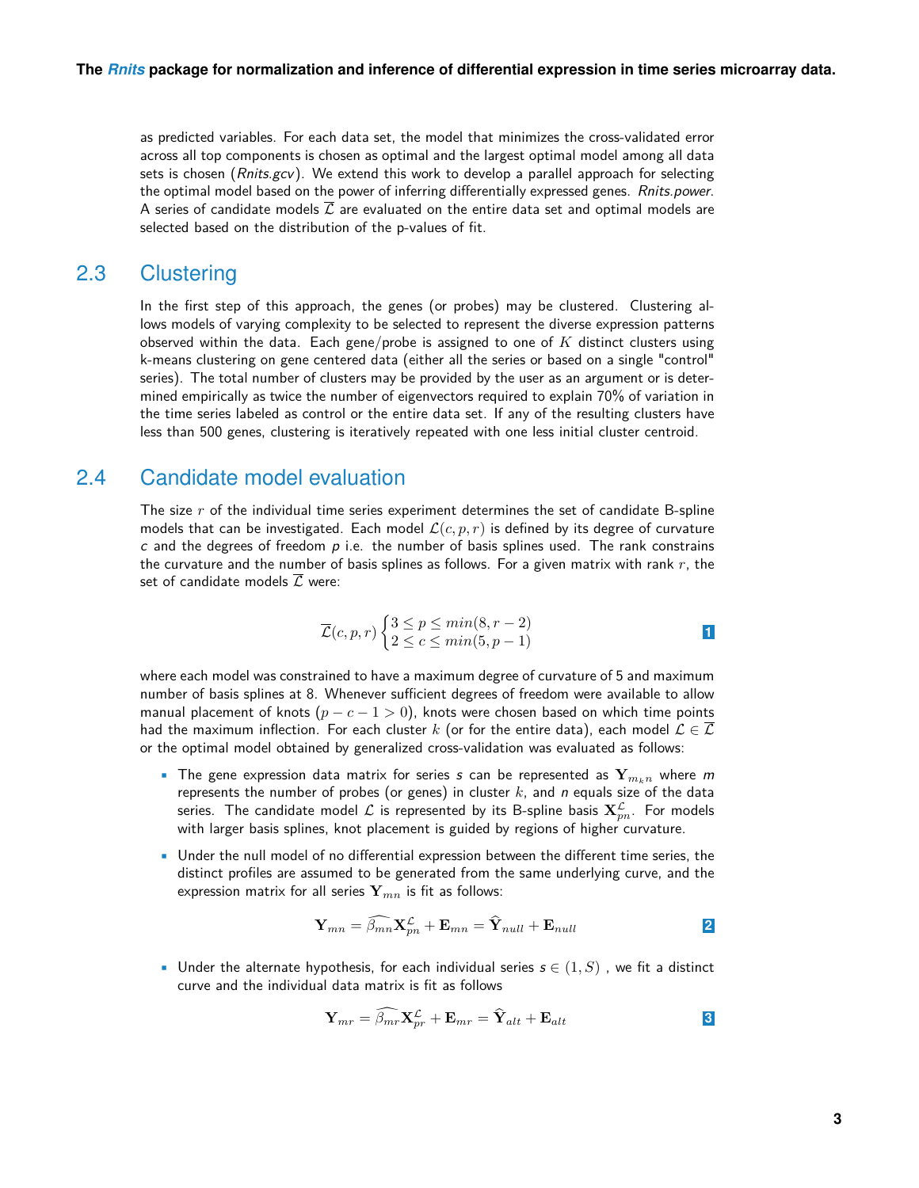as predicted variables. For each data set, the model that minimizes the cross-validated error across all top components is chosen as optimal and the largest optimal model among all data sets is chosen (*Rnits.gcv*). We extend this work to develop a parallel approach for selecting the optimal model based on the power of inferring differentially expressed genes. *Rnits.power*. A series of candidate models $\overline{\mathcal{L}}$ are evaluated on the entire data set and optimal models are selected based on the distribution of the p-values of fit.

## 2.3 Clustering

In the first step of this approach, the genes (or probes) may be clustered. Clustering allows models of varying complexity to be selected to represent the diverse expression patterns observed within the data. Each gene/probe is assigned to one of $K$ distinct clusters using k-means clustering on gene centered data (either all the series or based on a single "control" series). The total number of clusters may be provided by the user as an argument or is determined empirically as twice the number of eigenvectors required to explain 70% of variation in the time series labeled as control or the entire data set. If any of the resulting clusters have less than 500 genes, clustering is iteratively repeated with one less initial cluster centroid.

## 2.4 Candidate model evaluation

The size $r$ of the individual time series experiment determines the set of candidate B-spline models that can be investigated. Each model $\mathcal{L}(c, p, r)$ is defined by its degree of curvature *c* and the degrees of freedom *p* i.e. the number of basis splines used. The rank constrains the curvature and the number of basis splines as follows. For a given matrix with rank $r$, the set of candidate models $\overline{\mathcal{L}}$ were:

$$\overline{\mathcal{L}}(c, p, r) \begin{cases} 3 \leq p \leq min(8, r-2) \\ 2 \leq c \leq min(5, p-1) \end{cases} \tag{1}$$

where each model was constrained to have a maximum degree of curvature of 5 and maximum number of basis splines at 8. Whenever sufficient degrees of freedom were available to allow manual placement of knots ($p - c - 1 > 0$), knots were chosen based on which time points had the maximum inflection. For each cluster $k$ (or for the entire data), each model $\mathcal{L} \in \overline{\mathcal{L}}$ or the optimal model obtained by generalized cross-validation was evaluated as follows:

- The gene expression data matrix for series *s* can be represented as $\mathbf{Y}_{m_k n}$ where *m* represents the number of probes (or genes) in cluster $k$, and *n* equals size of the data series. The candidate model $\mathcal{L}$ is represented by its B-spline basis $\mathbf{X}^{\mathcal{L}}_{pn}$. For models with larger basis splines, knot placement is guided by regions of higher curvature.

- Under the null model of no differential expression between the different time series, the distinct profiles are assumed to be generated from the same underlying curve, and the expression matrix for all series $\mathbf{Y}_{mn}$ is fit as follows:

$$\mathbf{Y}_{mn} = \widehat{\beta_{mn}} \mathbf{X}^{\mathcal{L}}_{pn} + \mathbf{E}_{mn} = \widehat{\mathbf{Y}}_{null} + \mathbf{E}_{null} \tag{2}$$

- Under the alternate hypothesis, for each individual series *s* $\in (1, S)$ , we fit a distinct curve and the individual data matrix is fit as follows

$$\mathbf{Y}_{mr} = \widehat{\beta_{mr}} \mathbf{X}^{\mathcal{L}}_{pr} + \mathbf{E}_{mr} = \widehat{\mathbf{Y}}_{alt} + \mathbf{E}_{alt} \tag{3}$$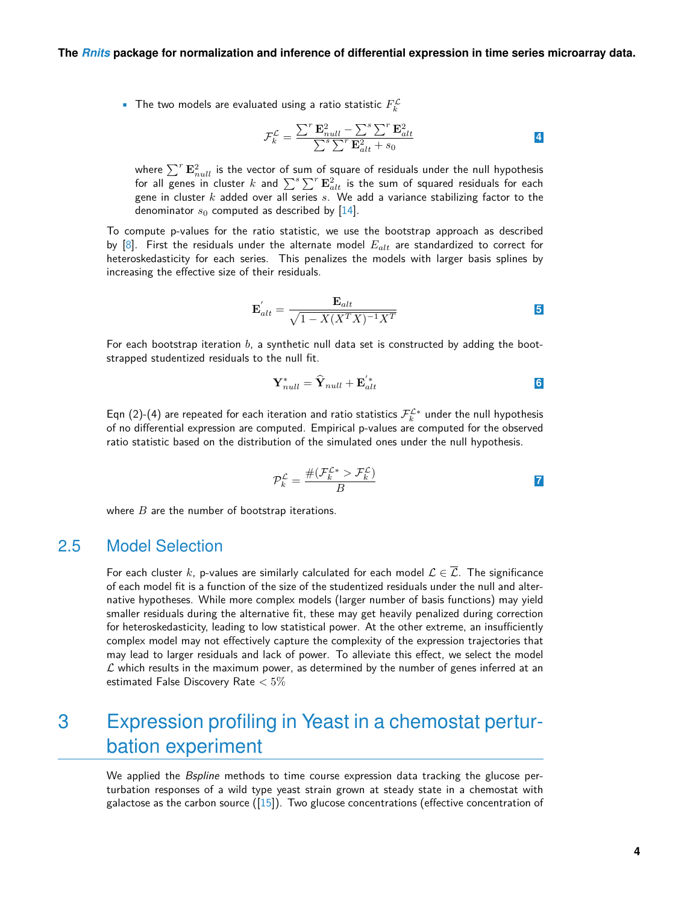- The two models are evaluated using a ratio statistic $F_k^{\mathcal{L}}$

$$\mathcal{F}_k^{\mathcal{L}} = \frac{\sum^r \mathbf{E}_{null}^2 - \sum^s \sum^r \mathbf{E}_{alt}^2}{\sum^s \sum^r \mathbf{E}_{alt}^2 + s_0} \tag{4}$$

  where $\sum^r \mathbf{E}_{null}^2$ is the vector of sum of square of residuals under the null hypothesis for all genes in cluster $k$ and $\sum^s \sum^r \mathbf{E}_{alt}^2$ is the sum of squared residuals for each gene in cluster $k$ added over all series $s$. We add a variance stabilizing factor to the denominator $s_0$ computed as described by [14].

To compute p-values for the ratio statistic, we use the bootstrap approach as described by [8]. First the residuals under the alternate model $E_{alt}$ are standardized to correct for heteroskedasticity for each series. This penalizes the models with larger basis splines by increasing the effective size of their residuals.

$$\mathbf{E}_{alt}^{'} = \frac{\mathbf{E}_{alt}}{\sqrt{1 - X(X^T X)^{-1} X^T}} \tag{5}$$

For each bootstrap iteration $b$, a synthetic null data set is constructed by adding the bootstrapped studentized residuals to the null fit.

$$\mathbf{Y}_{null}^{*} = \widehat{\mathbf{Y}}_{null} + \mathbf{E}_{alt}^{'*} \tag{6}$$

Eqn (2)-(4) are repeated for each iteration and ratio statistics $\mathcal{F}_k^{\mathcal{L}*}$ under the null hypothesis of no differential expression are computed. Empirical p-values are computed for the observed ratio statistic based on the distribution of the simulated ones under the null hypothesis.

$$\mathcal{P}_k^{\mathcal{L}} = \frac{\#(\mathcal{F}_k^{\mathcal{L}*} > \mathcal{F}_k^{\mathcal{L}})}{B} \tag{7}$$

where $B$ are the number of bootstrap iterations.

## 2.5 Model Selection

For each cluster $k$, p-values are similarly calculated for each model $\mathcal{L} \in \overline{\mathcal{L}}$. The significance of each model fit is a function of the size of the studentized residuals under the null and alternative hypotheses. While more complex models (larger number of basis functions) may yield smaller residuals during the alternative fit, these may get heavily penalized during correction for heteroskedasticity, leading to low statistical power. At the other extreme, an insufficiently complex model may not effectively capture the complexity of the expression trajectories that may lead to larger residuals and lack of power. To alleviate this effect, we select the model $\mathcal{L}$ which results in the maximum power, as determined by the number of genes inferred at an estimated False Discovery Rate $< 5\%$

# 3 Expression profiling in Yeast in a chemostat perturbation experiment

We applied the *Bspline* methods to time course expression data tracking the glucose perturbation responses of a wild type yeast strain grown at steady state in a chemostat with galactose as the carbon source ([15]). Two glucose concentrations (effective concentration of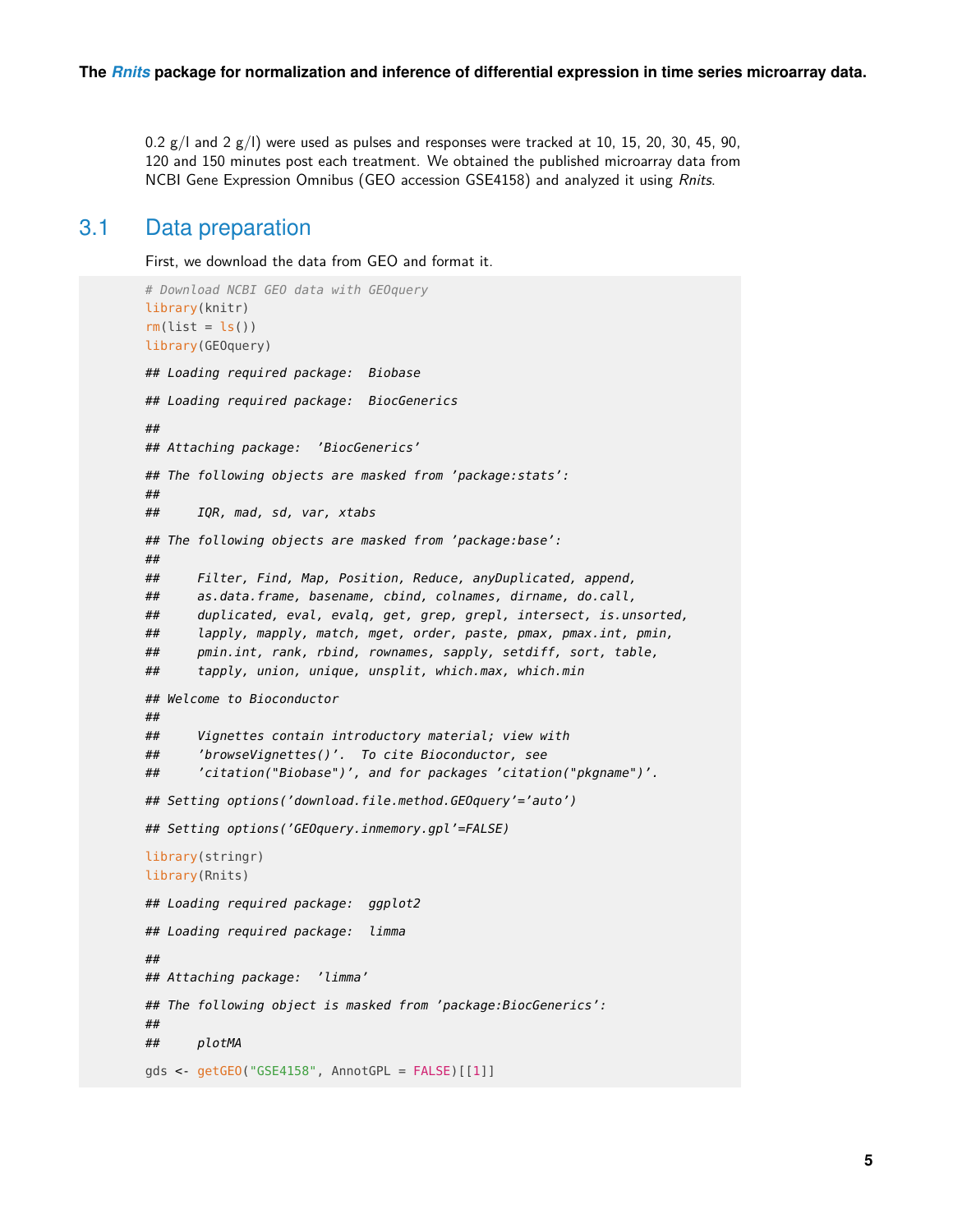0.2 g/l and 2 g/l) were used as pulses and responses were tracked at 10, 15, 20, 30, 45, 90, 120 and 150 minutes post each treatment. We obtained the published microarray data from NCBI Gene Expression Omnibus (GEO accession GSE4158) and analyzed it using *Rnits*.

## 3.1 Data preparation

First, we download the data from GEO and format it.

```
# Download NCBI GEO data with GEOquery
library(knitr)
rm(list = ls())
library(GEOquery)

## Loading required package:  Biobase

## Loading required package:  BiocGenerics

##
## Attaching package:  'BiocGenerics'

## The following objects are masked from 'package:stats':
##
##     IQR, mad, sd, var, xtabs

## The following objects are masked from 'package:base':
##
##     Filter, Find, Map, Position, Reduce, anyDuplicated, append,
##     as.data.frame, basename, cbind, colnames, dirname, do.call,
##     duplicated, eval, evalq, get, grep, grepl, intersect, is.unsorted,
##     lapply, mapply, match, mget, order, paste, pmax, pmax.int, pmin,
##     pmin.int, rank, rbind, rownames, sapply, setdiff, sort, table,
##     tapply, union, unique, unsplit, which.max, which.min

## Welcome to Bioconductor
##
##     Vignettes contain introductory material; view with
##     'browseVignettes()'.  To cite Bioconductor, see
##     'citation("Biobase")', and for packages 'citation("pkgname")'.

## Setting options('download.file.method.GEOquery'='auto')

## Setting options('GEOquery.inmemory.gpl'=FALSE)

library(stringr)
library(Rnits)

## Loading required package:  ggplot2

## Loading required package:  limma

##
## Attaching package:  'limma'

## The following object is masked from 'package:BiocGenerics':
##
##     plotMA

gds <- getGEO("GSE4158", AnnotGPL = FALSE)[[1]]
```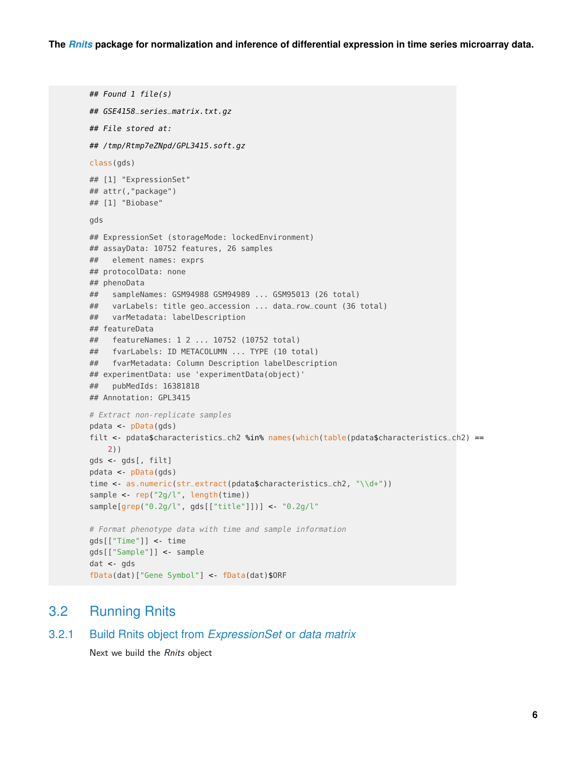```
## Found 1 file(s)
## GSE4158_series_matrix.txt.gz
## File stored at:
## /tmp/Rtmp7eZNpd/GPL3415.soft.gz
class(gds)
## [1] "ExpressionSet"
## attr(,"package")
## [1] "Biobase"
gds
## ExpressionSet (storageMode: lockedEnvironment)
## assayData: 10752 features, 26 samples
##   element names: exprs
## protocolData: none
## phenoData
##   sampleNames: GSM94988 GSM94989 ... GSM95013 (26 total)
##   varLabels: title geo_accession ... data_row_count (36 total)
##   varMetadata: labelDescription
## featureData
##   featureNames: 1 2 ... 10752 (10752 total)
##   fvarLabels: ID METACOLUMN ... TYPE (10 total)
##   fvarMetadata: Column Description labelDescription
## experimentData: use 'experimentData(object)'
##   pubMedIds: 16381818
## Annotation: GPL3415
# Extract non-replicate samples
pdata <- pData(gds)
filt <- pdata$characteristics_ch2 %in% names(which(table(pdata$characteristics_ch2) ==
    2))
gds <- gds[, filt]
pdata <- pData(gds)
time <- as.numeric(str_extract(pdata$characteristics_ch2, "\\d+"))
sample <- rep("2g/l", length(time))
sample[grep("0.2g/l", gds[["title"]])] <- "0.2g/l"

# Format phenotype data with time and sample information
gds[["Time"]] <- time
gds[["Sample"]] <- sample
dat <- gds
fData(dat)["Gene Symbol"] <- fData(dat)$ORF
```

## 3.2 Running Rnits

### 3.2.1 Build Rnits object from *ExpressionSet* or *data matrix*

Next we build the *Rnits* object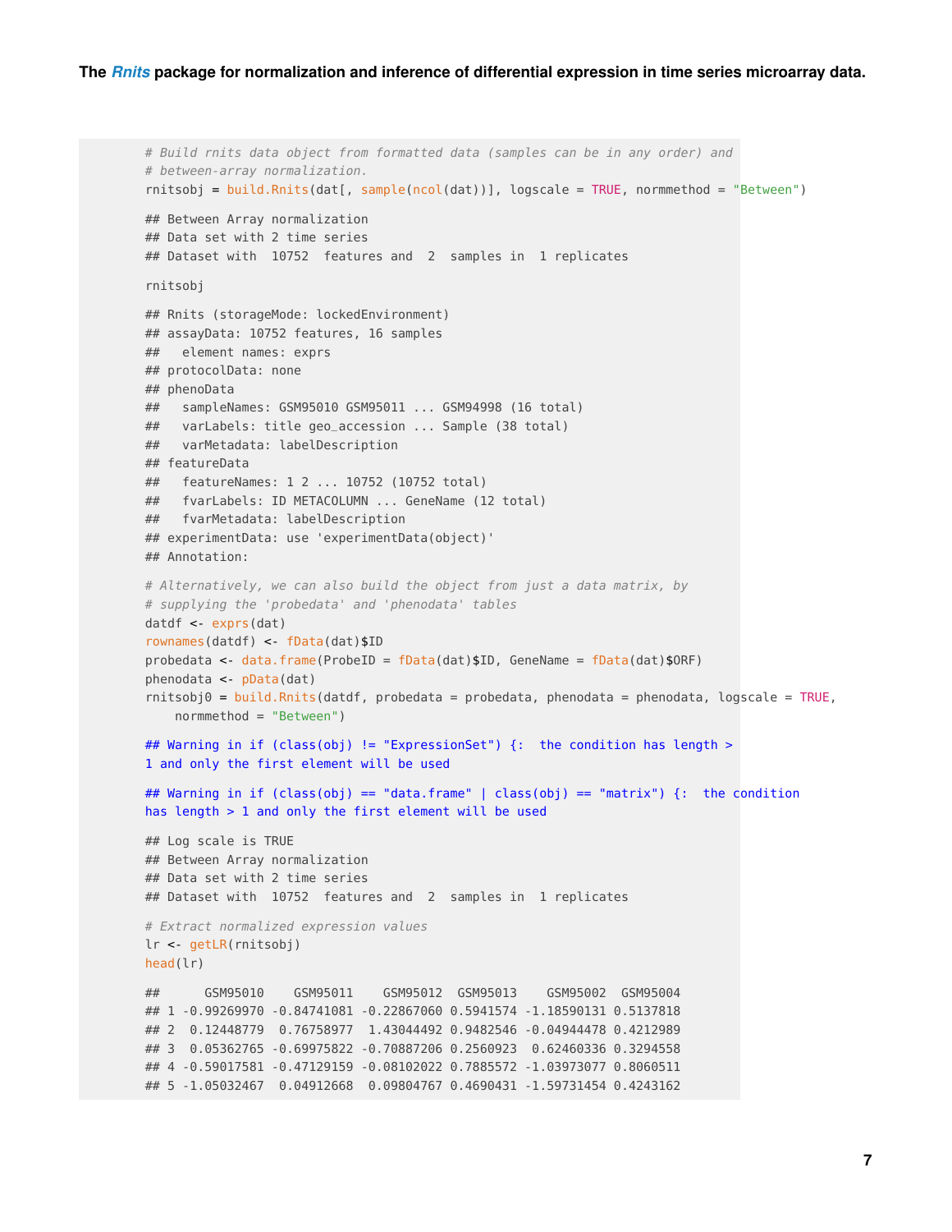```r
# Build rnits data object from formatted data (samples can be in any order) and
# between-array normalization.
rnitsobj = build.Rnits(dat[, sample(ncol(dat))], logscale = TRUE, normmethod = "Between")

## Between Array normalization
## Data set with 2 time series
## Dataset with  10752  features and  2  samples in  1 replicates

rnitsobj

## Rnits (storageMode: lockedEnvironment)
## assayData: 10752 features, 16 samples
##   element names: exprs
## protocolData: none
## phenoData
##   sampleNames: GSM95010 GSM95011 ... GSM94998 (16 total)
##   varLabels: title geo_accession ... Sample (38 total)
##   varMetadata: labelDescription
## featureData
##   featureNames: 1 2 ... 10752 (10752 total)
##   fvarLabels: ID METACOLUMN ... GeneName (12 total)
##   fvarMetadata: labelDescription
## experimentData: use 'experimentData(object)'
## Annotation:

# Alternatively, we can also build the object from just a data matrix, by
# supplying the 'probedata' and 'phenodata' tables
datdf <- exprs(dat)
rownames(datdf) <- fData(dat)$ID
probedata <- data.frame(ProbeID = fData(dat)$ID, GeneName = fData(dat)$ORF)
phenodata <- pData(dat)
rnitsobj0 = build.Rnits(datdf, probedata = probedata, phenodata = phenodata, logscale = TRUE,
    normmethod = "Between")

## Warning in if (class(obj) != "ExpressionSet") {:  the condition has length >
1 and only the first element will be used

## Warning in if (class(obj) == "data.frame" | class(obj) == "matrix") {:  the condition
has length > 1 and only the first element will be used

## Log scale is TRUE
## Between Array normalization
## Data set with 2 time series
## Dataset with  10752  features and  2  samples in  1 replicates

# Extract normalized expression values
lr <- getLR(rnitsobj)
head(lr)

##      GSM95010    GSM95011    GSM95012  GSM95013    GSM95002  GSM95004
## 1 -0.99269970 -0.84741081 -0.22867060 0.5941574 -1.18590131 0.5137818
## 2  0.12448779  0.76758977  1.43044492 0.9482546 -0.04944478 0.4212989
## 3  0.05362765 -0.69975822 -0.70887206 0.2560923  0.62460336 0.3294558
## 4 -0.59017581 -0.47129159 -0.08102022 0.7885572 -1.03973077 0.8060511
## 5 -1.05032467  0.04912668  0.09804767 0.4690431 -1.59731454 0.4243162
```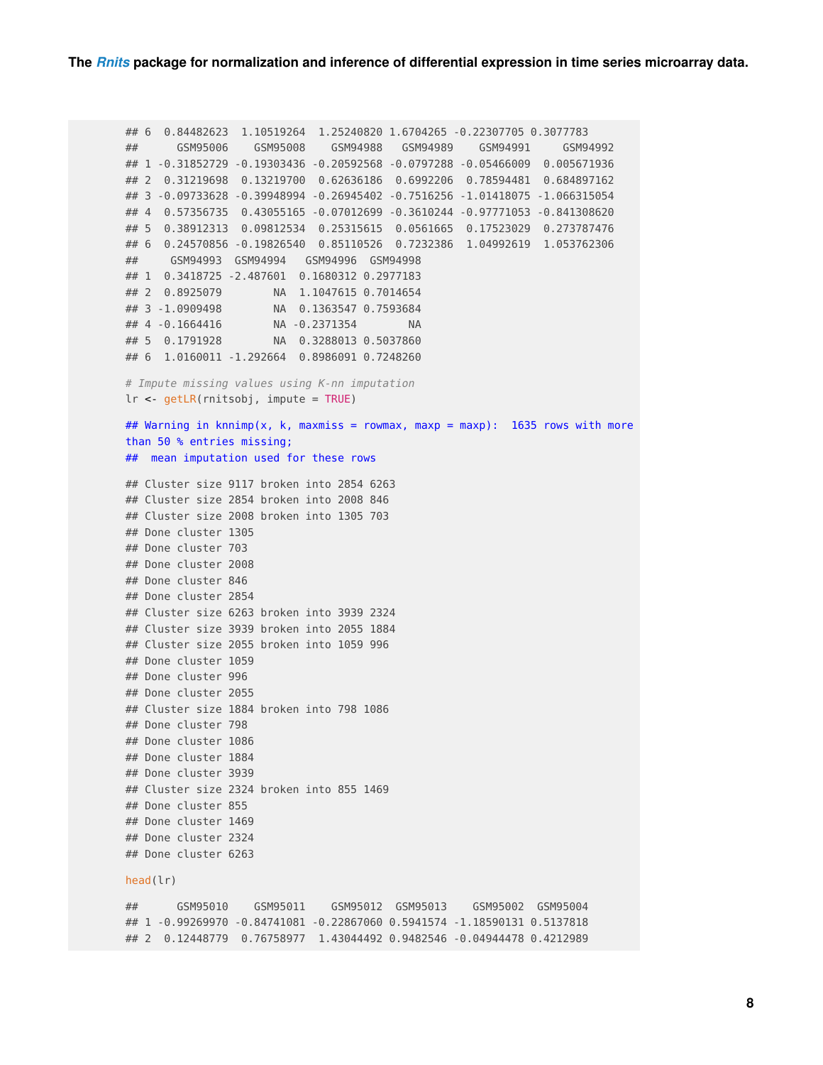```
## 6  0.84482623  1.10519264  1.25240820 1.6704265 -0.22307705 0.3077783
##      GSM95006    GSM95008    GSM94988   GSM94989    GSM94991     GSM94992
## 1 -0.31852729 -0.19303436 -0.20592568 -0.0797288 -0.05466009  0.005671936
## 2  0.31219698  0.13219700  0.62636186  0.6992206  0.78594481  0.684897162
## 3 -0.09733628 -0.39948994 -0.26945402 -0.7516256 -1.01418075 -1.066315054
## 4  0.57356735  0.43055165 -0.07012699 -0.3610244 -0.97771053 -0.841308620
## 5  0.38912313  0.09812534  0.25315615  0.0561665  0.17523029  0.273787476
## 6  0.24570856 -0.19826540  0.85110526  0.7232386  1.04992619  1.053762306
##     GSM94993  GSM94994   GSM94996  GSM94998
## 1  0.3418725 -2.487601  0.1680312 0.2977183
## 2  0.8925079        NA  1.1047615 0.7014654
## 3 -1.0909498        NA  0.1363547 0.7593684
## 4 -0.1664416        NA -0.2371354        NA
## 5  0.1791928        NA  0.3288013 0.5037860
## 6  1.0160011 -1.292664  0.8986091 0.7248260

# Impute missing values using K-nn imputation
lr <- getLR(rnitsobj, impute = TRUE)

## Warning in knnimp(x, k, maxmiss = rowmax, maxp = maxp):  1635 rows with more
than 50 % entries missing;
##  mean imputation used for these rows

## Cluster size 9117 broken into 2854 6263
## Cluster size 2854 broken into 2008 846
## Cluster size 2008 broken into 1305 703
## Done cluster 1305
## Done cluster 703
## Done cluster 2008
## Done cluster 846
## Done cluster 2854
## Cluster size 6263 broken into 3939 2324
## Cluster size 3939 broken into 2055 1884
## Cluster size 2055 broken into 1059 996
## Done cluster 1059
## Done cluster 996
## Done cluster 2055
## Cluster size 1884 broken into 798 1086
## Done cluster 798
## Done cluster 1086
## Done cluster 1884
## Done cluster 3939
## Cluster size 2324 broken into 855 1469
## Done cluster 855
## Done cluster 1469
## Done cluster 2324
## Done cluster 6263

head(lr)

##      GSM95010    GSM95011    GSM95012  GSM95013    GSM95002  GSM95004
## 1 -0.99269970 -0.84741081 -0.22867060 0.5941574 -1.18590131 0.5137818
## 2  0.12448779  0.76758977  1.43044492 0.9482546 -0.04944478 0.4212989
```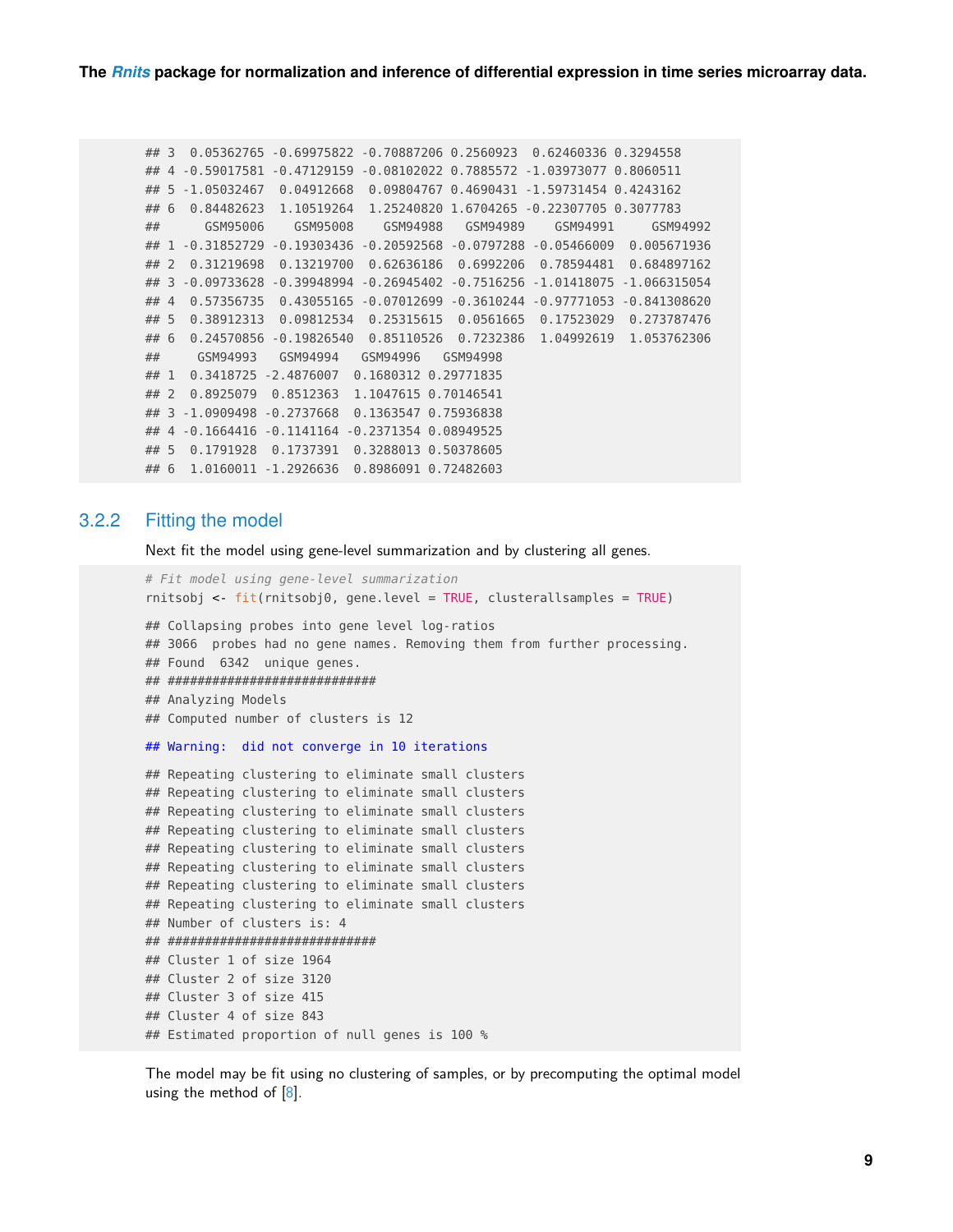```
## 3  0.05362765 -0.69975822 -0.70887206 0.2560923  0.62460336 0.3294558
## 4 -0.59017581 -0.47129159 -0.08102022 0.7885572 -1.03973077 0.8060511
## 5 -1.05032467  0.04912668  0.09804767 0.4690431 -1.59731454 0.4243162
## 6  0.84482623  1.10519264  1.25240820 1.6704265 -0.22307705 0.3077783
##      GSM95006    GSM95008    GSM94988   GSM94989    GSM94991     GSM94992
## 1 -0.31852729 -0.19303436 -0.20592568 -0.0797288 -0.05466009  0.005671936
## 2  0.31219698  0.13219700  0.62636186  0.6992206  0.78594481  0.684897162
## 3 -0.09733628 -0.39948994 -0.26945402 -0.7516256 -1.01418075 -1.066315054
## 4  0.57356735  0.43055165 -0.07012699 -0.3610244 -0.97771053 -0.841308620
## 5  0.38912313  0.09812534  0.25315615  0.0561665  0.17523029  0.273787476
## 6  0.24570856 -0.19826540  0.85110526  0.7232386  1.04992619  1.053762306
##     GSM94993   GSM94994   GSM94996   GSM94998
## 1  0.3418725 -2.4876007  0.1680312 0.29771835
## 2  0.8925079  0.8512363  1.1047615 0.70146541
## 3 -1.0909498 -0.2737668  0.1363547 0.75936838
## 4 -0.1664416 -0.1141164 -0.2371354 0.08949525
## 5  0.1791928  0.1737391  0.3288013 0.50378605
## 6  1.0160011 -1.2926636  0.8986091 0.72482603
```

### 3.2.2 Fitting the model

Next fit the model using gene-level summarization and by clustering all genes.

```
# Fit model using gene-level summarization
rnitsobj <- fit(rnitsobj0, gene.level = TRUE, clusterallsamples = TRUE)

## Collapsing probes into gene level log-ratios
## 3066  probes had no gene names. Removing them from further processing.
## Found  6342  unique genes.
## ############################
## Analyzing Models
## Computed number of clusters is 12

## Warning:  did not converge in 10 iterations

## Repeating clustering to eliminate small clusters
## Repeating clustering to eliminate small clusters
## Repeating clustering to eliminate small clusters
## Repeating clustering to eliminate small clusters
## Repeating clustering to eliminate small clusters
## Repeating clustering to eliminate small clusters
## Repeating clustering to eliminate small clusters
## Repeating clustering to eliminate small clusters
## Number of clusters is: 4
## ############################
## Cluster 1 of size 1964
## Cluster 2 of size 3120
## Cluster 3 of size 415
## Cluster 4 of size 843
## Estimated proportion of null genes is 100 %
```

The model may be fit using no clustering of samples, or by precomputing the optimal model using the method of [8].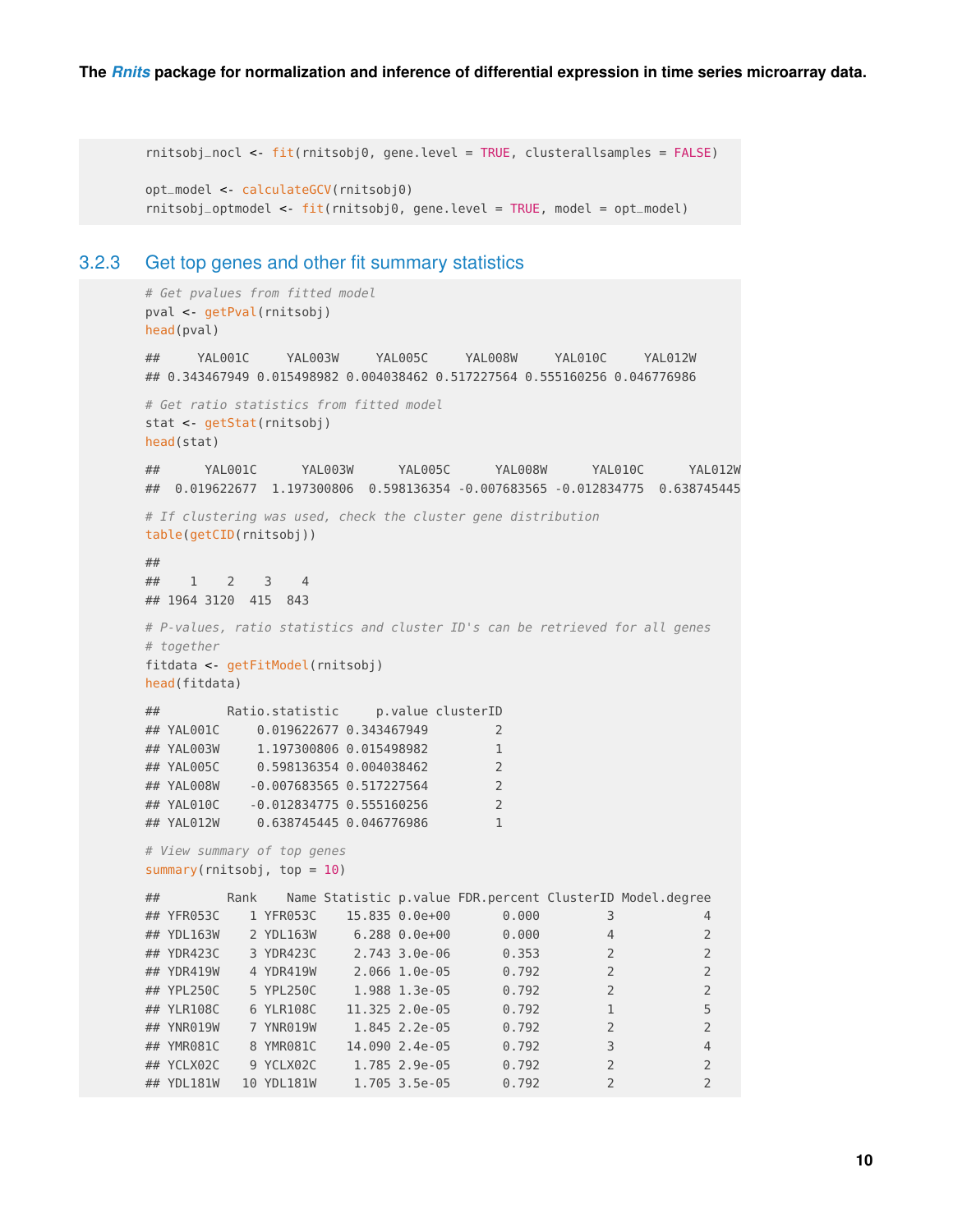```r
rnitsobj_nocl <- fit(rnitsobj0, gene.level = TRUE, clusterallsamples = FALSE)

opt_model <- calculateGCV(rnitsobj0)
rnitsobj_optmodel <- fit(rnitsobj0, gene.level = TRUE, model = opt_model)
```

### 3.2.3 Get top genes and other fit summary statistics

```r
# Get pvalues from fitted model
pval <- getPval(rnitsobj)
head(pval)

##     YAL001C     YAL003W     YAL005C     YAL008W     YAL010C     YAL012W
## 0.343467949 0.015498982 0.004038462 0.517227564 0.555160256 0.046776986

# Get ratio statistics from fitted model
stat <- getStat(rnitsobj)
head(stat)

##      YAL001C      YAL003W      YAL005C      YAL008W      YAL010C      YAL012W
##  0.019622677  1.197300806  0.598136354 -0.007683565 -0.012834775  0.638745445

# If clustering was used, check the cluster gene distribution
table(getCID(rnitsobj))

##
##    1    2    3    4
## 1964 3120  415  843

# P-values, ratio statistics and cluster ID's can be retrieved for all genes
# together
fitdata <- getFitModel(rnitsobj)
head(fitdata)

##         Ratio.statistic     p.value clusterID
## YAL001C     0.019622677 0.343467949         2
## YAL003W     1.197300806 0.015498982         1
## YAL005C     0.598136354 0.004038462         2
## YAL008W    -0.007683565 0.517227564         2
## YAL010C    -0.012834775 0.555160256         2
## YAL012W     0.638745445 0.046776986         1

# View summary of top genes
summary(rnitsobj, top = 10)

##         Rank    Name Statistic p.value FDR.percent ClusterID Model.degree
## YFR053C    1 YFR053C    15.835 0.0e+00       0.000         3            4
## YDL163W    2 YDL163W     6.288 0.0e+00       0.000         4            2
## YDR423C    3 YDR423C     2.743 3.0e-06       0.353         2            2
## YDR419W    4 YDR419W     2.066 1.0e-05       0.792         2            2
## YPL250C    5 YPL250C     1.988 1.3e-05       0.792         2            2
## YLR108C    6 YLR108C    11.325 2.0e-05       0.792         1            5
## YNR019W    7 YNR019W     1.845 2.2e-05       0.792         2            2
## YMR081C    8 YMR081C    14.090 2.4e-05       0.792         3            4
## YCLX02C    9 YCLX02C     1.785 2.9e-05       0.792         2            2
## YDL181W   10 YDL181W     1.705 3.5e-05       0.792         2            2
```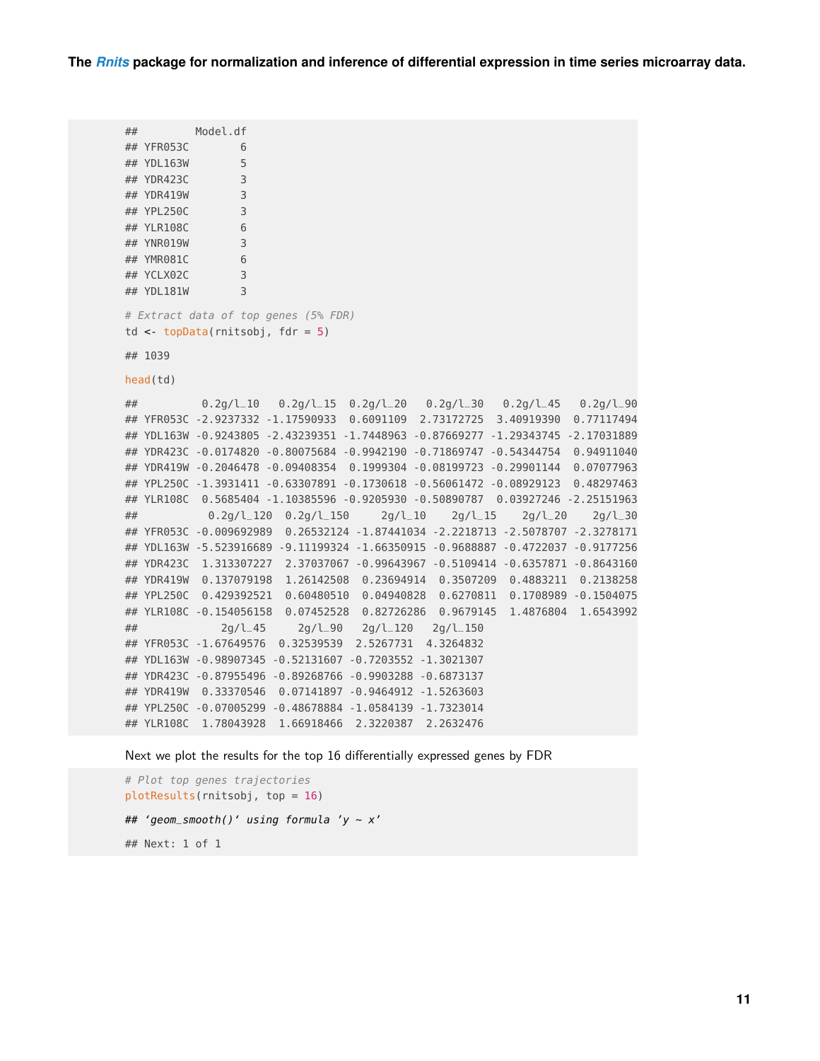```
##         Model.df
## YFR053C        6
## YDL163W        5
## YDR423C        3
## YDR419W        3
## YPL250C        3
## YLR108C        6
## YNR019W        3
## YMR081C        6
## YCLX02C        3
## YDL181W        3
```

```
# Extract data of top genes (5% FDR)
td <- topData(rnitsobj, fdr = 5)
```

```
## 1039
```

```
head(td)
```

```
##          0.2g/l_10   0.2g/l_15  0.2g/l_20   0.2g/l_30   0.2g/l_45   0.2g/l_90
## YFR053C -2.9237332 -1.17590933  0.6091109  2.73172725  3.40919390  0.77117494
## YDL163W -0.9243805 -2.43239351 -1.7448963 -0.87669277 -1.29343745 -2.17031889
## YDR423C -0.0174820 -0.80075684 -0.9942190 -0.71869747 -0.54344754  0.94911040
## YDR419W -0.2046478 -0.09408354  0.1999304 -0.08199723 -0.29901144  0.07077963
## YPL250C -1.3931411 -0.63307891 -0.1730618 -0.56061472 -0.08929123  0.48297463
## YLR108C  0.5685404 -1.10385596 -0.9205930 -0.50890787  0.03927246 -2.25151963
##           0.2g/l_120  0.2g/l_150     2g/l_10    2g/l_15    2g/l_20    2g/l_30
## YFR053C -0.009692989  0.26532124 -1.87441034 -2.2218713 -2.5078707 -2.3278171
## YDL163W -5.523916689 -9.11199324 -1.66350915 -0.9688887 -0.4722037 -0.9177256
## YDR423C  1.313307227  2.37037067 -0.99643967 -0.5109414 -0.6357871 -0.8643160
## YDR419W  0.137079198  1.26142508  0.23694914  0.3507209  0.4883211  0.2138258
## YPL250C  0.429392521  0.60480510  0.04940828  0.6270811  0.1708989 -0.1504075
## YLR108C -0.154056158  0.07452528  0.82726286  0.9679145  1.4876804  1.6543992
##             2g/l_45     2g/l_90   2g/l_120   2g/l_150
## YFR053C -1.67649576  0.32539539  2.5267731  4.3264832
## YDL163W -0.98907345 -0.52131607 -0.7203552 -1.3021307
## YDR423C -0.87955496 -0.89268766 -0.9903288 -0.6873137
## YDR419W  0.33370546  0.07141897 -0.9464912 -1.5263603
## YPL250C -0.07005299 -0.48678884 -1.0584139 -1.7323014
## YLR108C  1.78043928  1.66918466  2.3220387  2.2632476
```

Next we plot the results for the top 16 differentially expressed genes by FDR

```
# Plot top genes trajectories
plotResults(rnitsobj, top = 16)
```

```
## 'geom_smooth()' using formula 'y ~ x'
```

```
## Next: 1 of 1
```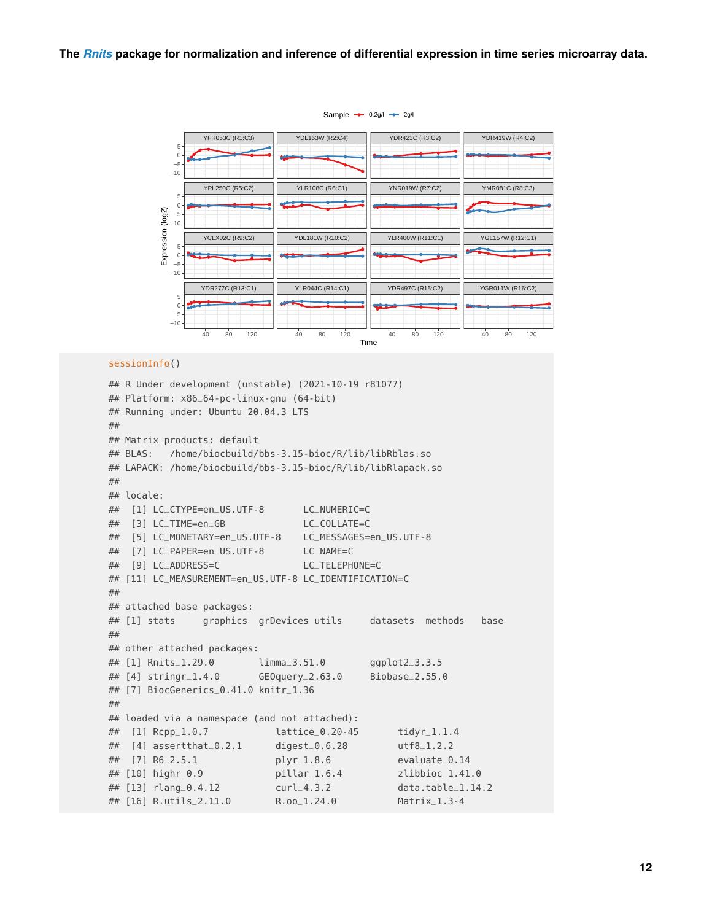**The *Rnits* package for normalization and inference of differential expression in time series microarray data.**

```
sessionInfo()

## R Under development (unstable) (2021-10-19 r81077)
## Platform: x86_64-pc-linux-gnu (64-bit)
## Running under: Ubuntu 20.04.3 LTS
##
## Matrix products: default
## BLAS:   /home/biocbuild/bbs-3.15-bioc/R/lib/libRblas.so
## LAPACK: /home/biocbuild/bbs-3.15-bioc/R/lib/libRlapack.so
##
## locale:
##  [1] LC_CTYPE=en_US.UTF-8       LC_NUMERIC=C
##  [3] LC_TIME=en_GB              LC_COLLATE=C
##  [5] LC_MONETARY=en_US.UTF-8    LC_MESSAGES=en_US.UTF-8
##  [7] LC_PAPER=en_US.UTF-8       LC_NAME=C
##  [9] LC_ADDRESS=C               LC_TELEPHONE=C
## [11] LC_MEASUREMENT=en_US.UTF-8 LC_IDENTIFICATION=C
##
## attached base packages:
## [1] stats     graphics  grDevices utils     datasets  methods   base
##
## other attached packages:
## [1] Rnits_1.29.0        limma_3.51.0        ggplot2_3.3.5
## [4] stringr_1.4.0       GEOquery_2.63.0     Biobase_2.55.0
## [7] BiocGenerics_0.41.0 knitr_1.36
##
## loaded via a namespace (and not attached):
##  [1] Rcpp_1.0.7          lattice_0.20-45      tidyr_1.1.4
##  [4] assertthat_0.2.1    digest_0.6.28        utf8_1.2.2
##  [7] R6_2.5.1            plyr_1.8.6           evaluate_0.14
## [10] highr_0.9           pillar_1.6.4         zlibbioc_1.41.0
## [13] rlang_0.4.12        curl_4.3.2           data.table_1.14.2
## [16] R.utils_2.11.0      R.oo_1.24.0          Matrix_1.3-4
```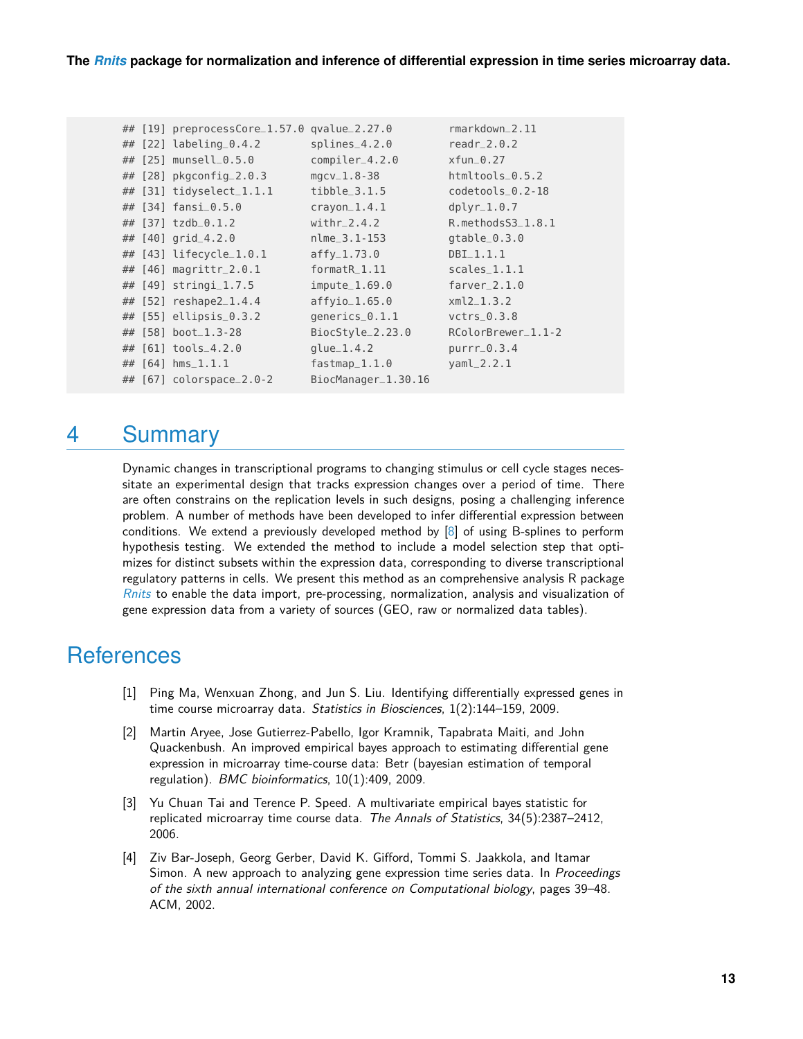```
## [19] preprocessCore_1.57.0 qvalue_2.27.0        rmarkdown_2.11
## [22] labeling_0.4.2        splines_4.2.0        readr_2.0.2
## [25] munsell_0.5.0         compiler_4.2.0       xfun_0.27
## [28] pkgconfig_2.0.3       mgcv_1.8-38          htmltools_0.5.2
## [31] tidyselect_1.1.1      tibble_3.1.5         codetools_0.2-18
## [34] fansi_0.5.0           crayon_1.4.1         dplyr_1.0.7
## [37] tzdb_0.1.2            withr_2.4.2          R.methodsS3_1.8.1
## [40] grid_4.2.0            nlme_3.1-153         gtable_0.3.0
## [43] lifecycle_1.0.1       affy_1.73.0          DBI_1.1.1
## [46] magrittr_2.0.1        formatR_1.11         scales_1.1.1
## [49] stringi_1.7.5         impute_1.69.0        farver_2.1.0
## [52] reshape2_1.4.4        affyio_1.65.0        xml2_1.3.2
## [55] ellipsis_0.3.2        generics_0.1.1       vctrs_0.3.8
## [58] boot_1.3-28           BiocStyle_2.23.0     RColorBrewer_1.1-2
## [61] tools_4.2.0           glue_1.4.2           purrr_0.3.4
## [64] hms_1.1.1             fastmap_1.1.0        yaml_2.2.1
## [67] colorspace_2.0-2      BiocManager_1.30.16
```

# 4 Summary

Dynamic changes in transcriptional programs to changing stimulus or cell cycle stages necessitate an experimental design that tracks expression changes over a period of time. There are often constrains on the replication levels in such designs, posing a challenging inference problem. A number of methods have been developed to infer differential expression between conditions. We extend a previously developed method by [8] of using B-splines to perform hypothesis testing. We extended the method to include a model selection step that optimizes for distinct subsets within the expression data, corresponding to diverse transcriptional regulatory patterns in cells. We present this method as an comprehensive analysis R package *Rnits* to enable the data import, pre-processing, normalization, analysis and visualization of gene expression data from a variety of sources (GEO, raw or normalized data tables).

# References

[1] Ping Ma, Wenxuan Zhong, and Jun S. Liu. Identifying differentially expressed genes in time course microarray data. *Statistics in Biosciences*, 1(2):144–159, 2009.

[2] Martin Aryee, Jose Gutierrez-Pabello, Igor Kramnik, Tapabrata Maiti, and John Quackenbush. An improved empirical bayes approach to estimating differential gene expression in microarray time-course data: Betr (bayesian estimation of temporal regulation). *BMC bioinformatics*, 10(1):409, 2009.

[3] Yu Chuan Tai and Terence P. Speed. A multivariate empirical bayes statistic for replicated microarray time course data. *The Annals of Statistics*, 34(5):2387–2412, 2006.

[4] Ziv Bar-Joseph, Georg Gerber, David K. Gifford, Tommi S. Jaakkola, and Itamar Simon. A new approach to analyzing gene expression time series data. In *Proceedings of the sixth annual international conference on Computational biology*, pages 39–48. ACM, 2002.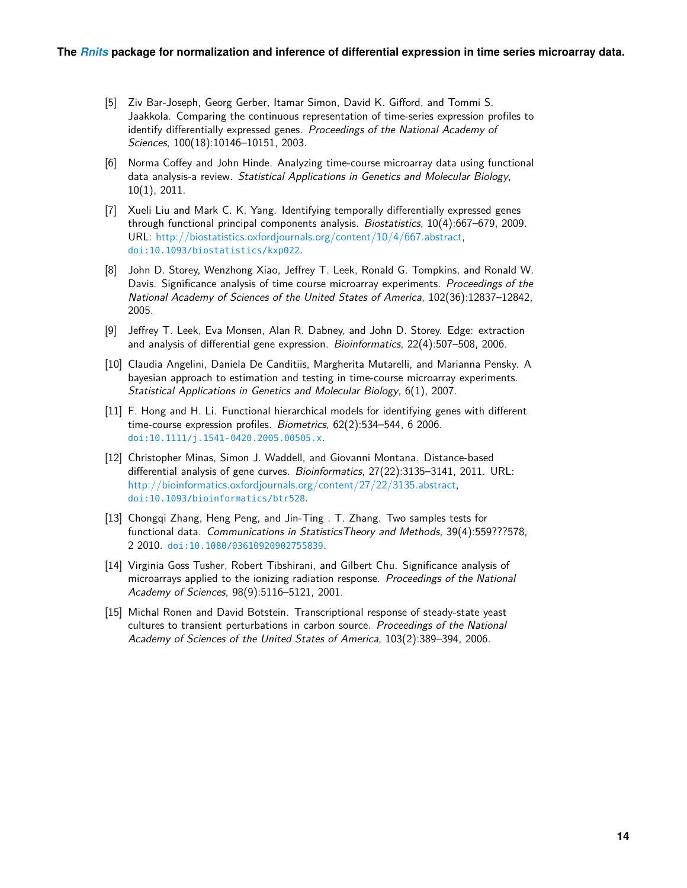[5] Ziv Bar-Joseph, Georg Gerber, Itamar Simon, David K. Gifford, and Tommi S. Jaakkola. Comparing the continuous representation of time-series expression profiles to identify differentially expressed genes. *Proceedings of the National Academy of Sciences*, 100(18):10146–10151, 2003.

[6] Norma Coffey and John Hinde. Analyzing time-course microarray data using functional data analysis-a review. *Statistical Applications in Genetics and Molecular Biology*, 10(1), 2011.

[7] Xueli Liu and Mark C. K. Yang. Identifying temporally differentially expressed genes through functional principal components analysis. *Biostatistics*, 10(4):667–679, 2009. URL: http://biostatistics.oxfordjournals.org/content/10/4/667.abstract, doi:10.1093/biostatistics/kxp022.

[8] John D. Storey, Wenzhong Xiao, Jeffrey T. Leek, Ronald G. Tompkins, and Ronald W. Davis. Significance analysis of time course microarray experiments. *Proceedings of the National Academy of Sciences of the United States of America*, 102(36):12837–12842, 2005.

[9] Jeffrey T. Leek, Eva Monsen, Alan R. Dabney, and John D. Storey. Edge: extraction and analysis of differential gene expression. *Bioinformatics*, 22(4):507–508, 2006.

[10] Claudia Angelini, Daniela De Canditiis, Margherita Mutarelli, and Marianna Pensky. A bayesian approach to estimation and testing in time-course microarray experiments. *Statistical Applications in Genetics and Molecular Biology*, 6(1), 2007.

[11] F. Hong and H. Li. Functional hierarchical models for identifying genes with different time-course expression profiles. *Biometrics*, 62(2):534–544, 6 2006. doi:10.1111/j.1541-0420.2005.00505.x.

[12] Christopher Minas, Simon J. Waddell, and Giovanni Montana. Distance-based differential analysis of gene curves. *Bioinformatics*, 27(22):3135–3141, 2011. URL: http://bioinformatics.oxfordjournals.org/content/27/22/3135.abstract, doi:10.1093/bioinformatics/btr528.

[13] Chongqi Zhang, Heng Peng, and Jin-Ting . T. Zhang. Two samples tests for functional data. *Communications in StatisticsTheory and Methods*, 39(4):559???578, 2 2010. doi:10.1080/03610920902755839.

[14] Virginia Goss Tusher, Robert Tibshirani, and Gilbert Chu. Significance analysis of microarrays applied to the ionizing radiation response. *Proceedings of the National Academy of Sciences*, 98(9):5116–5121, 2001.

[15] Michal Ronen and David Botstein. Transcriptional response of steady-state yeast cultures to transient perturbations in carbon source. *Proceedings of the National Academy of Sciences of the United States of America*, 103(2):389–394, 2006.